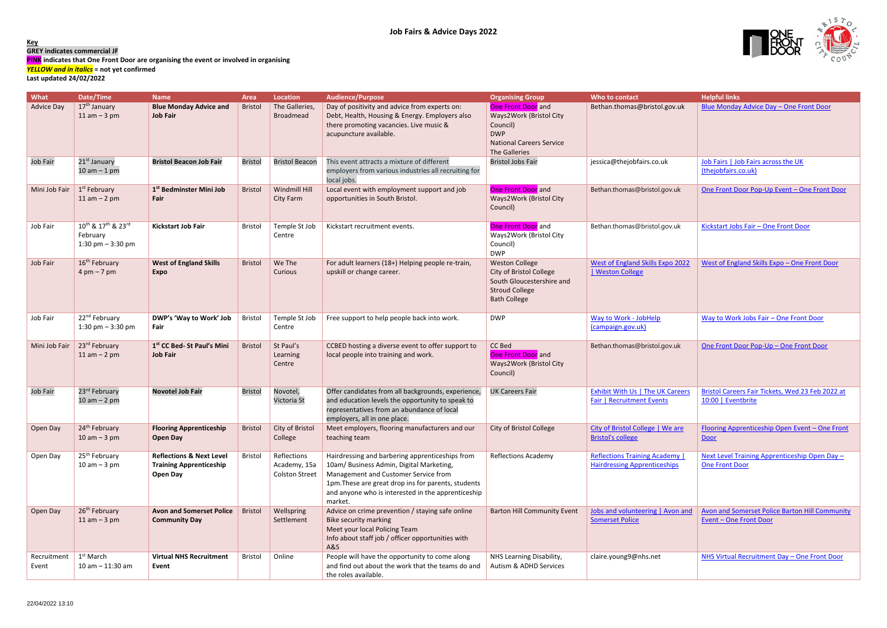# Job Fairs & Advice Days 2022

**Key**

**GREY indicates commercial JF**

**PINK indicates that One Front Door are organising the event or involved in organising**

***YELLOW and in italics*** **= not yet confirmed**

**Last updated 24/02/2022**

| What | Date/Time | Name | Area | Location | Audience/Purpose | Organising Group | Who to contact | Helpful links |
|---|---|---|---|---|---|---|---|---|
| Advice Day | 17th January 11 am – 3 pm | **Blue Monday Advice and Job Fair** | Bristol | The Galleries, Broadmead | Day of positivity and advice from experts on: Debt, Health, Housing & Energy. Employers also there promoting vacancies. Live music & acupuncture available. | One Front Door and Ways2Work (Bristol City Council) DWP National Careers Service The Galleries | Bethan.thomas@bristol.gov.uk | Blue Monday Advice Day – One Front Door |
| Job Fair | 21st January 10 am – 1 pm | **Bristol Beacon Job Fair** | Bristol | Bristol Beacon | This event attracts a mixture of different employers from various industries all recruiting for local jobs. | Bristol Jobs Fair | jessica@thejobfairs.co.uk | Job Fairs \| Job Fairs across the UK (thejobfairs.co.uk) |
| Mini Job Fair | 1st February 11 am – 2 pm | **1st Bedminster Mini Job Fair** | Bristol | Windmill Hill City Farm | Local event with employment support and job opportunities in South Bristol. | One Front Door and Ways2Work (Bristol City Council) | Bethan.thomas@bristol.gov.uk | One Front Door Pop-Up Event – One Front Door |
| Job Fair | 10th & 17th & 23rd February 1:30 pm – 3:30 pm | **Kickstart Job Fair** | Bristol | Temple St Job Centre | Kickstart recruitment events. | One Front Door and Ways2Work (Bristol City Council) DWP | Bethan.thomas@bristol.gov.uk | Kickstart Jobs Fair – One Front Door |
| Job Fair | 16th February 4 pm – 7 pm | **West of England Skills Expo** | Bristol | We The Curious | For adult learners (18+) Helping people re-train, upskill or change career. | Weston College City of Bristol College South Gloucestershire and Stroud College Bath College | West of England Skills Expo 2022 \| Weston College | West of England Skills Expo – One Front Door |
| Job Fair | 22nd February 1:30 pm – 3:30 pm | **DWP's 'Way to Work' Job Fair** | Bristol | Temple St Job Centre | Free support to help people back into work. | DWP | Way to Work - JobHelp (campaign.gov.uk) | Way to Work Jobs Fair – One Front Door |
| Mini Job Fair | 23rd February 11 am – 2 pm | **1st CC Bed- St Paul's Mini Job Fair** | Bristol | St Paul's Learning Centre | CCBED hosting a diverse event to offer support to local people into training and work. | CC Bed One Front Door and Ways2Work (Bristol City Council) | Bethan.thomas@bristol.gov.uk | One Front Door Pop-Up – One Front Door |
| Job Fair | 23rd February 10 am – 2 pm | **Novotel Job Fair** | Bristol | Novotel, Victoria St | Offer candidates from all backgrounds, experience, and education levels the opportunity to speak to representatives from an abundance of local employers, all in one place. | UK Careers Fair | Exhibit With Us \| The UK Careers Fair \| Recruitment Events | Bristol Careers Fair Tickets, Wed 23 Feb 2022 at 10:00 \| Eventbrite |
| Open Day | 24th February 10 am – 3 pm | **Flooring Apprenticeship Open Day** | Bristol | City of Bristol College | Meet employers, flooring manufacturers and our teaching team | City of Bristol College | City of Bristol College \| We are Bristol's college | Flooring Apprenticeship Open Event – One Front Door |
| Open Day | 25th February 10 am – 3 pm | **Reflections & Next Level Training Apprenticeship Open Day** | Bristol | Reflections Academy, 15a Colston Street | Hairdressing and barbering apprenticeships from 10am/ Business Admin, Digital Marketing, Management and Customer Service from 1pm.These are great drop ins for parents, students and anyone who is interested in the apprenticeship market. | Reflections Academy | Reflections Training Academy \| Hairdressing Apprenticeships | Next Level Training Apprenticeship Open Day – One Front Door |
| Open Day | 26th February 11 am – 3 pm | **Avon and Somerset Police Community Day** | Bristol | Wellspring Settlement | Advice on crime prevention / staying safe online Bike security marking Meet your local Policing Team Info about staff job / officer opportunities with A&S | Barton Hill Community Event | Jobs and volunteering \| Avon and Somerset Police | Avon and Somerset Police Barton Hill Community Event – One Front Door |
| Recruitment Event | 1st March 10 am – 11:30 am | **Virtual NHS Recruitment Event** | Bristol | Online | People will have the opportunity to come along and find out about the work that the teams do and the roles available. | NHS Learning Disability, Autism & ADHD Services | claire.young9@nhs.net | NHS Virtual Recruitment Day – One Front Door |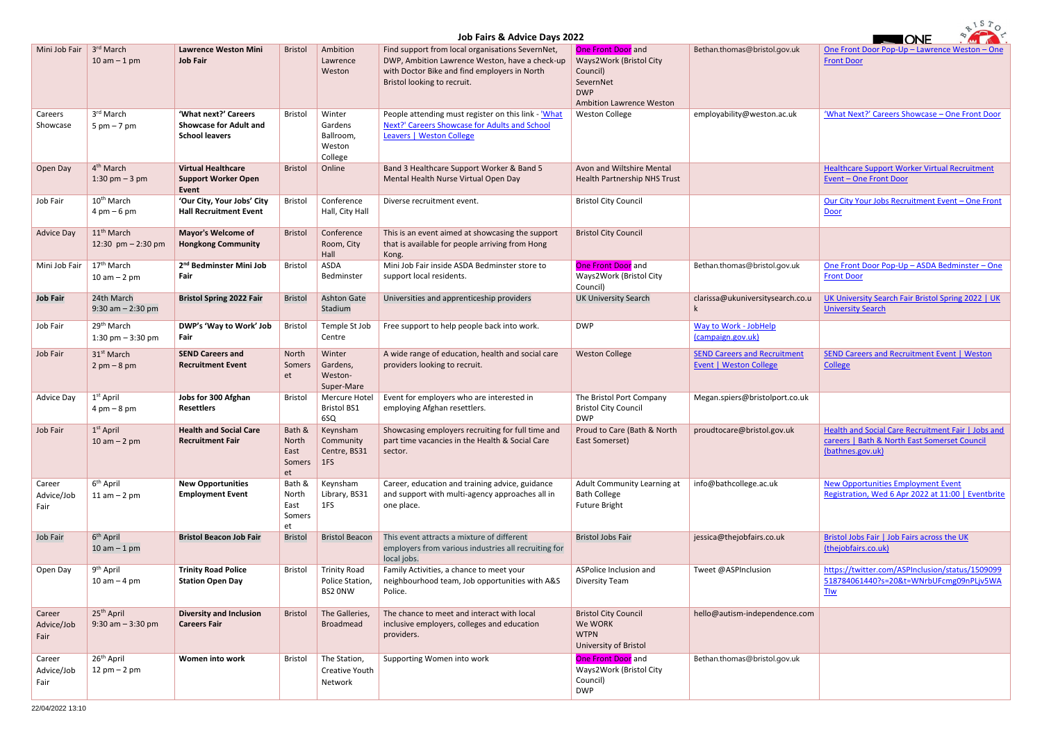# Job Fairs & Advice Days 2022

| | | | | | | | | |
|---|---|---|---|---|---|---|---|---|
| Mini Job Fair | 3rd March<br>10 am – 1 pm | **Lawrence Weston Mini Job Fair** | Bristol | Ambition Lawrence Weston | Find support from local organisations SevernNet, DWP, Ambition Lawrence Weston, have a check-up with Doctor Bike and find employers in North Bristol looking to recruit. | One Front Door and Ways2Work (Bristol City Council)<br>SevernNet<br>DWP<br>Ambition Lawrence Weston | Bethan.thomas@bristol.gov.uk | One Front Door Pop-Up – Lawrence Weston – One Front Door |
| Careers Showcase | 3rd March<br>5 pm – 7 pm | **'What next?' Careers Showcase for Adult and School leavers** | Bristol | Winter Gardens Ballroom, Weston College | People attending must register on this link - 'What Next?' Careers Showcase for Adults and School Leavers \| Weston College | Weston College | employability@weston.ac.uk | 'What Next?' Careers Showcase – One Front Door |
| Open Day | 4th March<br>1:30 pm – 3 pm | **Virtual Healthcare Support Worker Open Event** | Bristol | Online | Band 3 Healthcare Support Worker & Band 5 Mental Health Nurse Virtual Open Day | Avon and Wiltshire Mental Health Partnership NHS Trust | | Healthcare Support Worker Virtual Recruitment Event – One Front Door |
| Job Fair | 10th March<br>4 pm – 6 pm | **'Our City, Your Jobs' City Hall Recruitment Event** | Bristol | Conference Hall, City Hall | Diverse recruitment event. | Bristol City Council | | Our City Your Jobs Recruitment Event – One Front Door |
| Advice Day | 11th March<br>12:30 pm – 2:30 pm | **Mayor's Welcome of Hongkong Community** | Bristol | Conference Room, City Hall | This is an event aimed at showcasing the support that is available for people arriving from Hong Kong. | Bristol City Council | | |
| Mini Job Fair | 17th March<br>10 am – 2 pm | **2nd Bedminster Mini Job Fair** | Bristol | ASDA Bedminster | Mini Job Fair inside ASDA Bedminster store to support local residents. | One Front Door and Ways2Work (Bristol City Council) | Bethan.thomas@bristol.gov.uk | One Front Door Pop-Up – ASDA Bedminster – One Front Door |
| **Job Fair** | 24th March<br>9:30 am – 2:30 pm | **Bristol Spring 2022 Fair** | Bristol | Ashton Gate Stadium | Universities and apprenticeship providers | UK University Search | clarissa@ukuniversitysearch.co.uk | UK University Search Fair Bristol Spring 2022 \| UK University Search |
| Job Fair | 29th March<br>1:30 pm – 3:30 pm | **DWP's 'Way to Work' Job Fair** | Bristol | Temple St Job Centre | Free support to help people back into work. | DWP | Way to Work - JobHelp (campaign.gov.uk) | |
| Job Fair | 31st March<br>2 pm – 8 pm | **SEND Careers and Recruitment Event** | North Somerset | Winter Gardens, Weston-Super-Mare | A wide range of education, health and social care providers looking to recruit. | Weston College | SEND Careers and Recruitment Event \| Weston College | SEND Careers and Recruitment Event \| Weston College |
| Advice Day | 1st April<br>4 pm – 8 pm | **Jobs for 300 Afghan Resettlers** | Bristol | Mercure Hotel Bristol BS1 6SQ | Event for employers who are interested in employing Afghan resettlers. | The Bristol Port Company<br>Bristol City Council<br>DWP | Megan.spiers@bristolport.co.uk | |
| Job Fair | 1st April<br>10 am – 2 pm | **Health and Social Care Recruitment Fair** | Bath & North East Somerset | Keynsham Community Centre, BS31 1FS | Showcasing employers recruiting for full time and part time vacancies in the Health & Social Care sector. | Proud to Care (Bath & North East Somerset) | proudtocare@bristol.gov.uk | Health and Social Care Recruitment Fair \| Jobs and careers \| Bath & North East Somerset Council (bathnes.gov.uk) |
| Career Advice/Job Fair | 6th April<br>11 am – 2 pm | **New Opportunities Employment Event** | Bath & North East Somerset | Keynsham Library, BS31 1FS | Career, education and training advice, guidance and support with multi-agency approaches all in one place. | Adult Community Learning at Bath College<br>Future Bright | info@bathcollege.ac.uk | New Opportunities Employment Event Registration, Wed 6 Apr 2022 at 11:00 \| Eventbrite |
| Job Fair | 6th April<br>10 am – 1 pm | **Bristol Beacon Job Fair** | Bristol | Bristol Beacon | This event attracts a mixture of different employers from various industries all recruiting for local jobs. | Bristol Jobs Fair | jessica@thejobfairs.co.uk | Bristol Jobs Fair \| Job Fairs across the UK (thejobfairs.co.uk) |
| Open Day | 9th April<br>10 am – 4 pm | **Trinity Road Police Station Open Day** | Bristol | Trinity Road Police Station, BS2 0NW | Family Activities, a chance to meet your neighbourhood team, Job opportunities with A&S Police. | ASPolice Inclusion and Diversity Team | Tweet @ASPInclusion | https://twitter.com/ASPInclusion/status/1509099518784061440?s=20&t=WNrbUFcmg09nPLjv5WATlw |
| Career Advice/Job Fair | 25th April<br>9:30 am – 3:30 pm | **Diversity and Inclusion Careers Fair** | Bristol | The Galleries, Broadmead | The chance to meet and interact with local inclusive employers, colleges and education providers. | Bristol City Council<br>We WORK<br>WTPN<br>University of Bristol | hello@autism-independence.com | |
| Career Advice/Job Fair | 26th April<br>12 pm – 2 pm | **Women into work** | Bristol | The Station, Creative Youth Network | Supporting Women into work | One Front Door and Ways2Work (Bristol City Council)<br>DWP | Bethan.thomas@bristol.gov.uk | |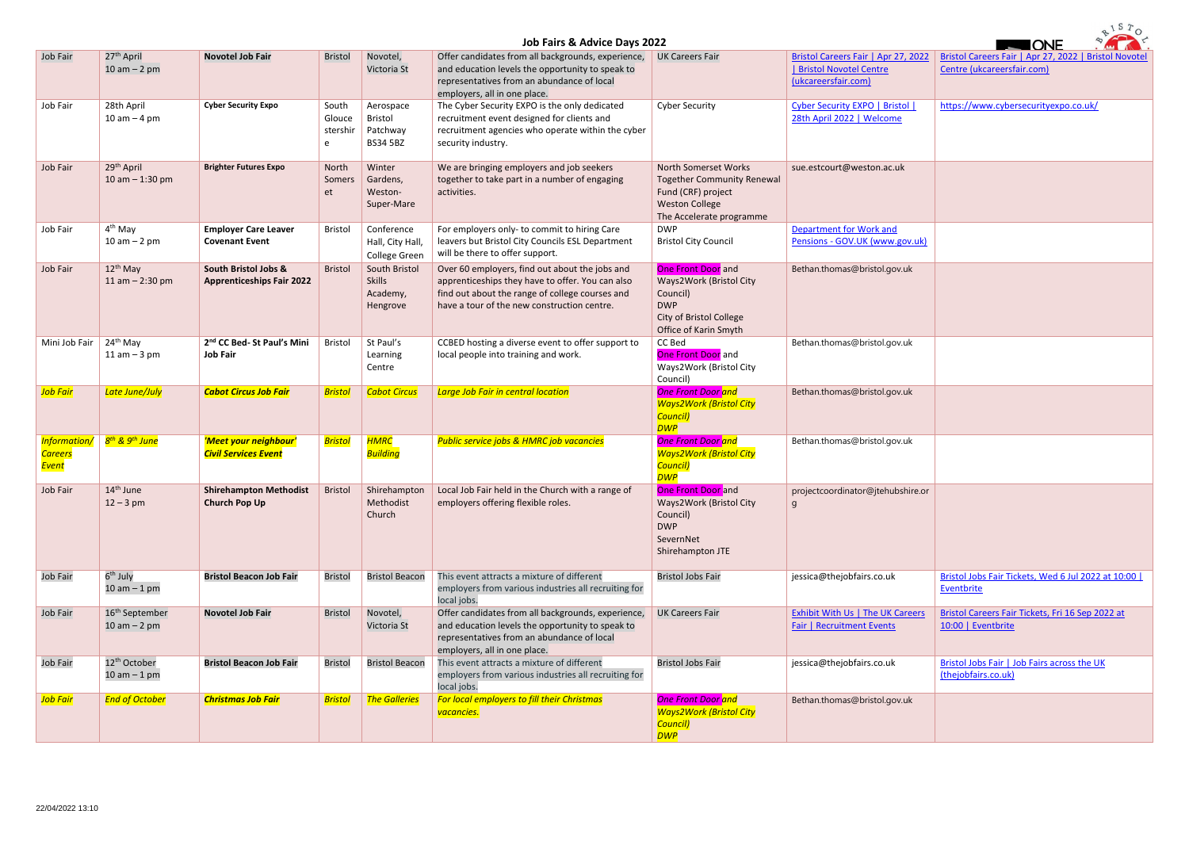# Job Fairs & Advice Days 2022

| | | | | | | | | |
|---|---|---|---|---|---|---|---|---|
| Job Fair | 27th April<br>10 am – 2 pm | **Novotel Job Fair** | Bristol | Novotel, Victoria St | Offer candidates from all backgrounds, experience, and education levels the opportunity to speak to representatives from an abundance of local employers, all in one place. | UK Careers Fair | Bristol Careers Fair \| Apr 27, 2022 \| Bristol Novotel Centre (ukcareersfair.com) | Bristol Careers Fair \| Apr 27, 2022 \| Bristol Novotel Centre (ukcareersfair.com) |
| Job Fair | 28th April<br>10 am – 4 pm | **Cyber Security Expo** | South Gloucestershire | Aerospace Bristol Patchway BS34 5BZ | The Cyber Security EXPO is the only dedicated recruitment event designed for clients and recruitment agencies who operate within the cyber security industry. | Cyber Security | Cyber Security EXPO \| Bristol \| 28th April 2022 \| Welcome | https://www.cybersecurityexpo.co.uk/ |
| Job Fair | 29th April<br>10 am – 1:30 pm | **Brighter Futures Expo** | North Somerset | Winter Gardens, Weston-Super-Mare | We are bringing employers and job seekers together to take part in a number of engaging activities. | North Somerset Works<br>Together Community Renewal Fund (CRF) project<br>Weston College<br>The Accelerate programme | sue.estcourt@weston.ac.uk | |
| Job Fair | 4th May<br>10 am – 2 pm | **Employer Care Leaver Covenant Event** | Bristol | Conference Hall, City Hall, College Green | For employers only- to commit to hiring Care leavers but Bristol City Councils ESL Department will be there to offer support. | DWP<br>Bristol City Council | Department for Work and Pensions - GOV.UK (www.gov.uk) | |
| Job Fair | 12th May<br>11 am – 2:30 pm | **South Bristol Jobs & Apprenticeships Fair 2022** | Bristol | South Bristol Skills Academy, Hengrove | Over 60 employers, find out about the jobs and apprenticeships they have to offer. You can also find out about the range of college courses and have a tour of the new construction centre. | One Front Door and Ways2Work (Bristol City Council)<br>DWP<br>City of Bristol College<br>Office of Karin Smyth | Bethan.thomas@bristol.gov.uk | |
| Mini Job Fair | 24th May<br>11 am – 3 pm | **2nd CC Bed- St Paul's Mini Job Fair** | Bristol | St Paul's Learning Centre | CCBED hosting a diverse event to offer support to local people into training and work. | CC Bed<br>One Front Door and Ways2Work (Bristol City Council) | Bethan.thomas@bristol.gov.uk | |
| *Job Fair* | *Late June/July* | ***Cabot Circus Job Fair*** | *Bristol* | *Cabot Circus* | *Large Job Fair in central location* | *One Front Door and Ways2Work (Bristol City Council)<br>DWP* | Bethan.thomas@bristol.gov.uk | |
| *Information/ Careers Event* | *8th & 9th June* | ***'Meet your neighbour' Civil Services Event*** | *Bristol* | *HMRC Building* | *Public service jobs & HMRC job vacancies* | *One Front Door and Ways2Work (Bristol City Council)<br>DWP* | Bethan.thomas@bristol.gov.uk | |
| Job Fair | 14th June<br>12 – 3 pm | **Shirehampton Methodist Church Pop Up** | Bristol | Shirehampton Methodist Church | Local Job Fair held in the Church with a range of employers offering flexible roles. | One Front Door and Ways2Work (Bristol City Council)<br>DWP<br>SevernNet<br>Shirehampton JTE | projectcoordinator@jtehubshire.org | |
| Job Fair | 6th July<br>10 am – 1 pm | **Bristol Beacon Job Fair** | Bristol | Bristol Beacon | This event attracts a mixture of different employers from various industries all recruiting for local jobs. | Bristol Jobs Fair | jessica@thejobfairs.co.uk | Bristol Jobs Fair Tickets, Wed 6 Jul 2022 at 10:00 \| Eventbrite |
| Job Fair | 16th September<br>10 am – 2 pm | **Novotel Job Fair** | Bristol | Novotel, Victoria St | Offer candidates from all backgrounds, experience, and education levels the opportunity to speak to representatives from an abundance of local employers, all in one place. | UK Careers Fair | Exhibit With Us \| The UK Careers Fair \| Recruitment Events | Bristol Careers Fair Tickets, Fri 16 Sep 2022 at 10:00 \| Eventbrite |
| Job Fair | 12th October<br>10 am – 1 pm | **Bristol Beacon Job Fair** | Bristol | Bristol Beacon | This event attracts a mixture of different employers from various industries all recruiting for local jobs. | Bristol Jobs Fair | jessica@thejobfairs.co.uk | Bristol Jobs Fair \| Job Fairs across the UK (thejobfairs.co.uk) |
| *Job Fair* | *End of October* | ***Christmas Job Fair*** | *Bristol* | *The Galleries* | *For local employers to fill their Christmas vacancies.* | *One Front Door and Ways2Work (Bristol City Council)<br>DWP* | Bethan.thomas@bristol.gov.uk | |

22/04/2022 13:10